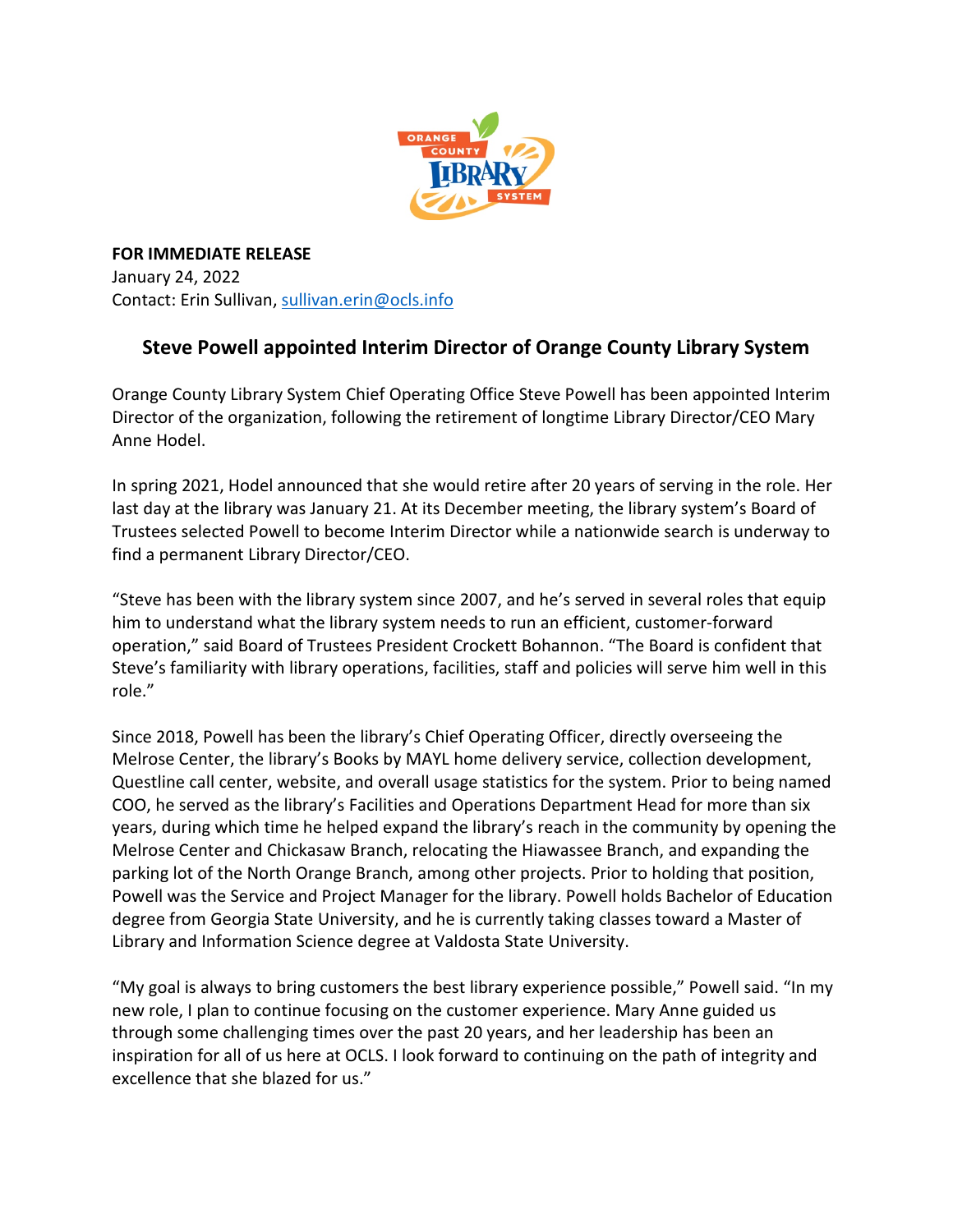**FOR IMMEDIATE RELEASE**
January 24, 2022
Contact: Erin Sullivan, sullivan.erin@ocls.info

## Steve Powell appointed Interim Director of Orange County Library System

Orange County Library System Chief Operating Office Steve Powell has been appointed Interim Director of the organization, following the retirement of longtime Library Director/CEO Mary Anne Hodel.

In spring 2021, Hodel announced that she would retire after 20 years of serving in the role. Her last day at the library was January 21. At its December meeting, the library system's Board of Trustees selected Powell to become Interim Director while a nationwide search is underway to find a permanent Library Director/CEO.

"Steve has been with the library system since 2007, and he's served in several roles that equip him to understand what the library system needs to run an efficient, customer-forward operation," said Board of Trustees President Crockett Bohannon. "The Board is confident that Steve's familiarity with library operations, facilities, staff and policies will serve him well in this role."

Since 2018, Powell has been the library's Chief Operating Officer, directly overseeing the Melrose Center, the library's Books by MAYL home delivery service, collection development, Questline call center, website, and overall usage statistics for the system. Prior to being named COO, he served as the library's Facilities and Operations Department Head for more than six years, during which time he helped expand the library's reach in the community by opening the Melrose Center and Chickasaw Branch, relocating the Hiawassee Branch, and expanding the parking lot of the North Orange Branch, among other projects. Prior to holding that position, Powell was the Service and Project Manager for the library. Powell holds Bachelor of Education degree from Georgia State University, and he is currently taking classes toward a Master of Library and Information Science degree at Valdosta State University.

"My goal is always to bring customers the best library experience possible," Powell said. "In my new role, I plan to continue focusing on the customer experience. Mary Anne guided us through some challenging times over the past 20 years, and her leadership has been an inspiration for all of us here at OCLS. I look forward to continuing on the path of integrity and excellence that she blazed for us."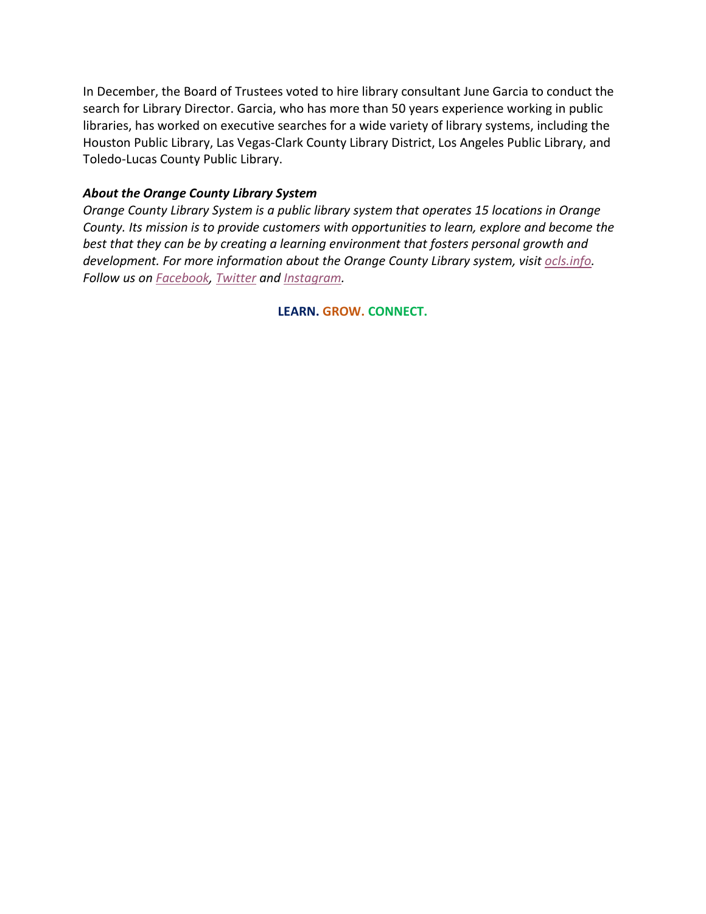In December, the Board of Trustees voted to hire library consultant June Garcia to conduct the search for Library Director. Garcia, who has more than 50 years experience working in public libraries, has worked on executive searches for a wide variety of library systems, including the Houston Public Library, Las Vegas-Clark County Library District, Los Angeles Public Library, and Toledo-Lucas County Public Library.

***About the Orange County Library System***

*Orange County Library System is a public library system that operates 15 locations in Orange County. Its mission is to provide customers with opportunities to learn, explore and become the best that they can be by creating a learning environment that fosters personal growth and development. For more information about the Orange County Library system, visit ocls.info. Follow us on Facebook, Twitter and Instagram.*

**LEARN. GROW. CONNECT.**